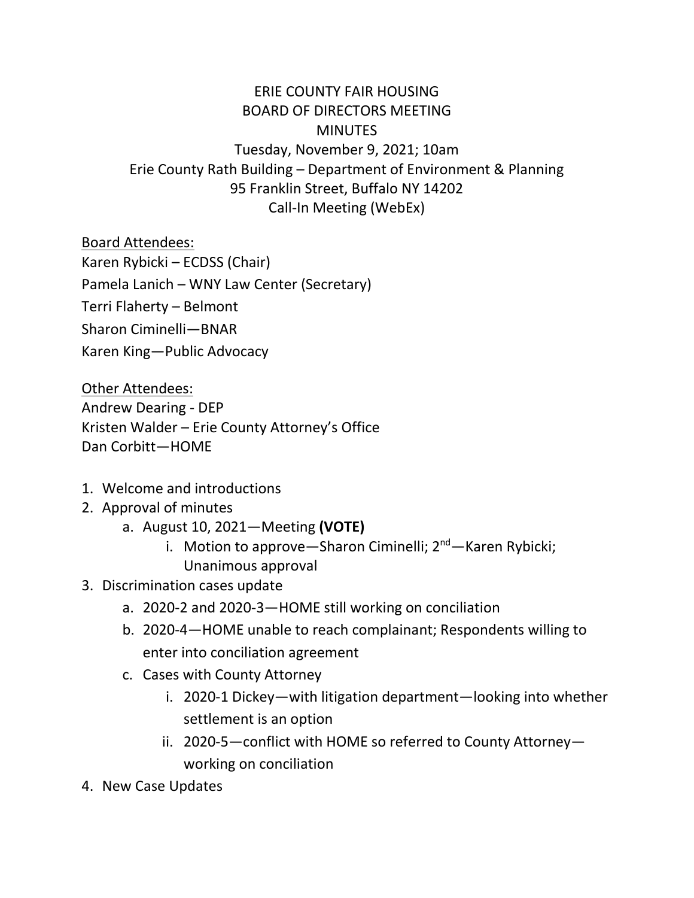# ERIE COUNTY FAIR HOUSING
# BOARD OF DIRECTORS MEETING
# MINUTES

Tuesday, November 9, 2021; 10am
Erie County Rath Building – Department of Environment & Planning
95 Franklin Street, Buffalo NY 14202
Call-In Meeting (WebEx)

Board Attendees:
Karen Rybicki – ECDSS (Chair)
Pamela Lanich – WNY Law Center (Secretary)
Terri Flaherty – Belmont
Sharon Ciminelli—BNAR
Karen King—Public Advocacy

Other Attendees:
Andrew Dearing - DEP
Kristen Walder – Erie County Attorney's Office
Dan Corbitt—HOME

1. Welcome and introductions
2. Approval of minutes
   a. August 10, 2021—Meeting **(VOTE)**
      i. Motion to approve—Sharon Ciminelli; 2nd—Karen Rybicki; Unanimous approval
3. Discrimination cases update
   a. 2020-2 and 2020-3—HOME still working on conciliation
   b. 2020-4—HOME unable to reach complainant; Respondents willing to enter into conciliation agreement
   c. Cases with County Attorney
      i. 2020-1 Dickey—with litigation department—looking into whether settlement is an option
      ii. 2020-5—conflict with HOME so referred to County Attorney—working on conciliation
4. New Case Updates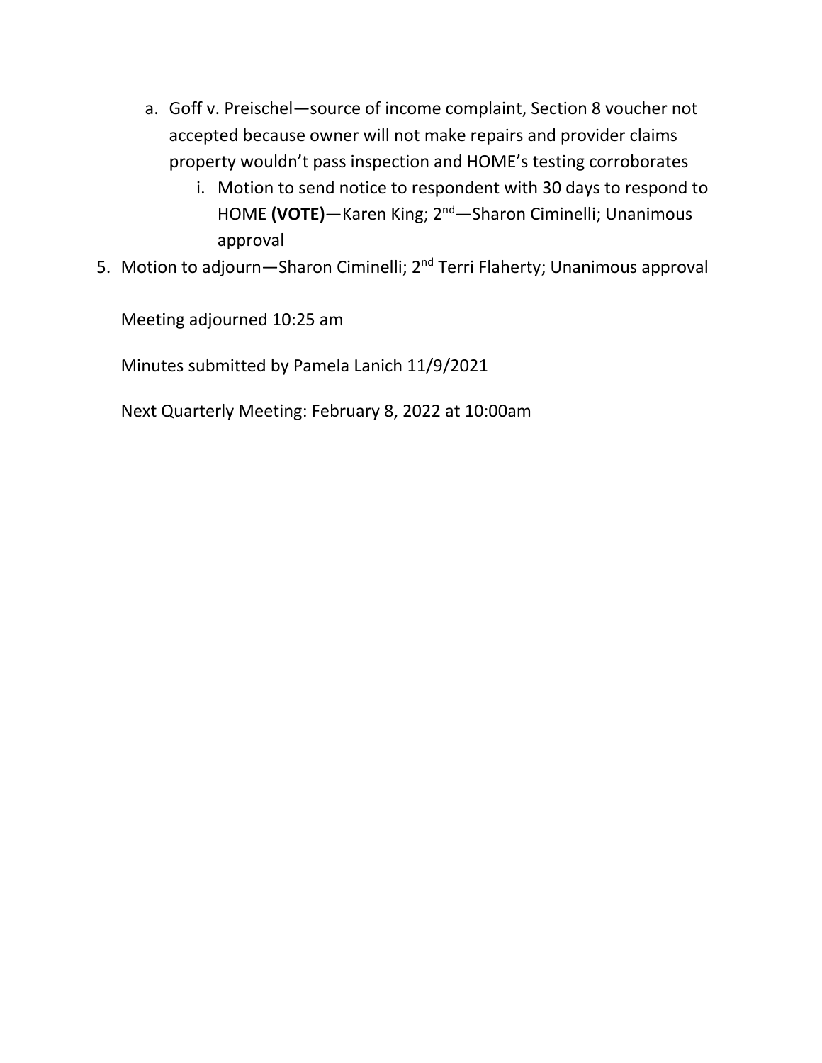a. Goff v. Preischel—source of income complaint, Section 8 voucher not accepted because owner will not make repairs and provider claims property wouldn't pass inspection and HOME's testing corroborates
      i. Motion to send notice to respondent with 30 days to respond to HOME **(VOTE)**—Karen King; 2nd—Sharon Ciminelli; Unanimous approval

5. Motion to adjourn—Sharon Ciminelli; 2nd Terri Flaherty; Unanimous approval

   Meeting adjourned 10:25 am

   Minutes submitted by Pamela Lanich 11/9/2021

   Next Quarterly Meeting: February 8, 2022 at 10:00am